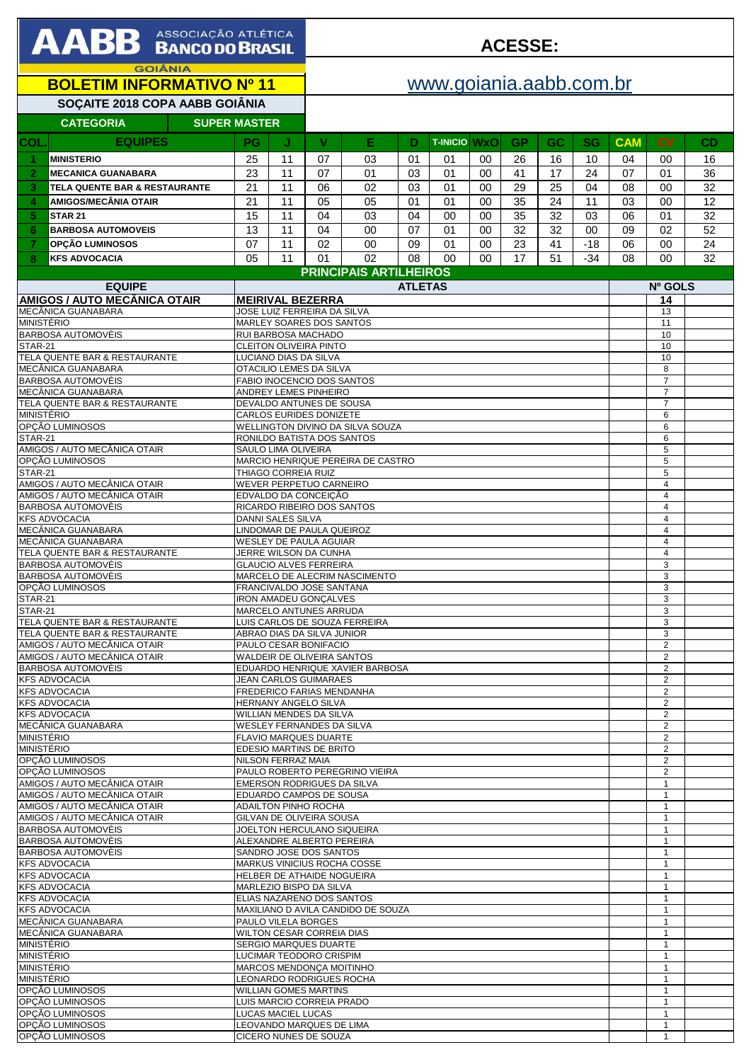# AABB ASSOCIAÇÃO ATLÉTICA BANCO DO BRASIL

GOIÂNIA

## BOLETIM INFORMATIVO Nº 11

**ACESSE:**

www.goiania.aabb.com.br

**SOÇAITE 2018 COPA AABB GOIÂNIA**

**CATEGORIA** | **SUPER MASTER**

| COL. | EQUIPES | PG | J | V | E | D | T-INICIO | WxO | GP | GC | SG | CAM | CV | CD |
|---|---|---|---|---|---|---|---|---|---|---|---|---|---|---|
| 1 | MINISTERIO | 25 | 11 | 07 | 03 | 01 | 01 | 00 | 26 | 16 | 10 | 04 | 00 | 16 |
| 2 | MECANICA GUANABARA | 23 | 11 | 07 | 01 | 03 | 01 | 00 | 41 | 17 | 24 | 07 | 01 | 36 |
| 3 | TELA QUENTE BAR & RESTAURANTE | 21 | 11 | 06 | 02 | 03 | 01 | 00 | 29 | 25 | 04 | 08 | 00 | 32 |
| 4 | AMIGOS/MECÂNIA OTAIR | 21 | 11 | 05 | 05 | 01 | 01 | 00 | 35 | 24 | 11 | 03 | 00 | 12 |
| 5 | STAR 21 | 15 | 11 | 04 | 03 | 04 | 00 | 00 | 35 | 32 | 03 | 06 | 01 | 32 |
| 6 | BARBOSA AUTOMOVEIS | 13 | 11 | 04 | 00 | 07 | 01 | 00 | 32 | 32 | 00 | 09 | 02 | 52 |
| 7 | OPÇÃO LUMINOSOS | 07 | 11 | 02 | 00 | 09 | 01 | 00 | 23 | 41 | -18 | 06 | 00 | 24 |
| 8 | KFS ADVOCACIA | 05 | 11 | 01 | 02 | 08 | 00 | 00 | 17 | 51 | -34 | 08 | 00 | 32 |

## PRINCIPAIS ARTILHEIROS

| EQUIPE | ATLETAS | Nº GOLS |
|---|---|---|
| **AMIGOS / AUTO MECÂNICA OTAIR** | **MEIRIVAL BEZERRA** | **14** |
| MECÂNICA GUANABARA | JOSE LUIZ FERREIRA DA SILVA | 13 |
| MINISTÉRIO | MARLEY SOARES DOS SANTOS | 11 |
| BARBOSA AUTOMOVÈIS | RUI BARBOSA MACHADO | 10 |
| STAR-21 | CLEITON OLIVEIRA PINTO | 10 |
| TELA QUENTE BAR & RESTAURANTE | LUCIANO DIAS DA SILVA | 10 |
| MECÂNICA GUANABARA | OTACILIO LEMES DA SILVA | 8 |
| BARBOSA AUTOMOVÈIS | FABIO INOCENCIO DOS SANTOS | 7 |
| MECÂNICA GUANABARA | ANDREY LEMES PINHEIRO | 7 |
| TELA QUENTE BAR & RESTAURANTE | DEVALDO ANTUNES DE SOUSA | 7 |
| MINISTÉRIO | CARLOS EURIDES DONIZETE | 6 |
| OPÇÃO LUMINOSOS | WELLINGTON DIVINO DA SILVA SOUZA | 6 |
| STAR-21 | RONILDO BATISTA DOS SANTOS | 6 |
| AMIGOS / AUTO MECÂNICA OTAIR | SAULO LIMA OLIVEIRA | 5 |
| OPÇÃO LUMINOSOS | MARCIO HENRIQUE PEREIRA DE CASTRO | 5 |
| STAR-21 | THIAGO CORREIA RUIZ | 5 |
| AMIGOS / AUTO MECÂNICA OTAIR | WEVER PERPETUO CARNEIRO | 4 |
| AMIGOS / AUTO MECÂNICA OTAIR | EDVALDO DA CONCEIÇÃO | 4 |
| BARBOSA AUTOMOVÈIS | RICARDO RIBEIRO DOS SANTOS | 4 |
| KFS ADVOCACIA | DANNI SALES SILVA | 4 |
| MECÂNICA GUANABARA | LINDOMAR DE PAULA QUEIROZ | 4 |
| MECÂNICA GUANABARA | WESLEY DE PAULA AGUIAR | 4 |
| TELA QUENTE BAR & RESTAURANTE | JERRE WILSON DA CUNHA | 4 |
| BARBOSA AUTOMOVÈIS | GLAUCIO ALVES FERREIRA | 3 |
| BARBOSA AUTOMOVÈIS | MARCELO DE ALECRIM NASCIMENTO | 3 |
| OPÇÃO LUMINOSOS | FRANCIVALDO JOSE SANTANA | 3 |
| STAR-21 | IRON AMADEU GONÇALVES | 3 |
| STAR-21 | MARCELO ANTUNES ARRUDA | 3 |
| TELA QUENTE BAR & RESTAURANTE | LUIS CARLOS DE SOUZA FERREIRA | 3 |
| TELA QUENTE BAR & RESTAURANTE | ABRAO DIAS DA SILVA JUNIOR | 3 |
| AMIGOS / AUTO MECÂNICA OTAIR | PAULO CESAR BONIFACIO | 2 |
| AMIGOS / AUTO MECÂNICA OTAIR | WALDEIR DE OLIVEIRA SANTOS | 2 |
| BARBOSA AUTOMOVÈIS | EDUARDO HENRIQUE XAVIER BARBOSA | 2 |
| KFS ADVOCACIA | JEAN CARLOS GUIMARAES | 2 |
| KFS ADVOCACIA | FREDERICO FARIAS MENDANHA | 2 |
| KFS ADVOCACIA | HERNANY ANGELO SILVA | 2 |
| KFS ADVOCACIA | WILLIAN MENDES DA SILVA | 2 |
| MECÂNICA GUANABARA | WESLEY FERNANDES DA SILVA | 2 |
| MINISTÉRIO | FLAVIO MARQUES DUARTE | 2 |
| MINISTÉRIO | EDESIO MARTINS DE BRITO | 2 |
| OPÇÃO LUMINOSOS | NILSON FERRAZ MAIA | 2 |
| OPÇÃO LUMINOSOS | PAULO ROBERTO PEREGRINO VIEIRA | 2 |
| AMIGOS / AUTO MECÂNICA OTAIR | EMERSON RODRIGUES DA SILVA | 1 |
| AMIGOS / AUTO MECÂNICA OTAIR | EDUARDO CAMPOS DE SOUSA | 1 |
| AMIGOS / AUTO MECÂNICA OTAIR | ADAILTON PINHO ROCHA | 1 |
| AMIGOS / AUTO MECÂNICA OTAIR | GILVAN DE OLIVEIRA SOUSA | 1 |
| BARBOSA AUTOMOVÈIS | JOELTON HERCULANO SIQUEIRA | 1 |
| BARBOSA AUTOMOVÈIS | ALEXANDRE ALBERTO PEREIRA | 1 |
| BARBOSA AUTOMOVÈIS | SANDRO JOSE DOS SANTOS | 1 |
| KFS ADVOCACIA | MARKUS VINICIUS ROCHA COSSE | 1 |
| KFS ADVOCACIA | HELBER DE ATHAIDE NOGUEIRA | 1 |
| KFS ADVOCACIA | MARLEZIO BISPO DA SILVA | 1 |
| KFS ADVOCACIA | ELIAS NAZARENO DOS SANTOS | 1 |
| KFS ADVOCACIA | MAXILIANO D AVILA CANDIDO DE SOUZA | 1 |
| MECÂNICA GUANABARA | PAULO VILELA BORGES | 1 |
| MECÂNICA GUANABARA | WILTON CESAR CORREIA DIAS | 1 |
| MINISTÉRIO | SERGIO MARQUES DUARTE | 1 |
| MINISTÉRIO | LUCIMAR TEODORO CRISPIM | 1 |
| MINISTÉRIO | MARCOS MENDONÇA MOITINHO | 1 |
| MINISTÉRIO | LEONARDO RODRIGUES ROCHA | 1 |
| OPÇÃO LUMINOSOS | WILLIAN GOMES MARTINS | 1 |
| OPÇÃO LUMINOSOS | LUIS MARCIO CORREIA PRADO | 1 |
| OPÇÃO LUMINOSOS | LUCAS MACIEL LUCAS | 1 |
| OPÇÃO LUMINOSOS | LEOVANDO MARQUES DE LIMA | 1 |
| OPÇÃO LUMINOSOS | CICERO NUNES DE SOUZA | 1 |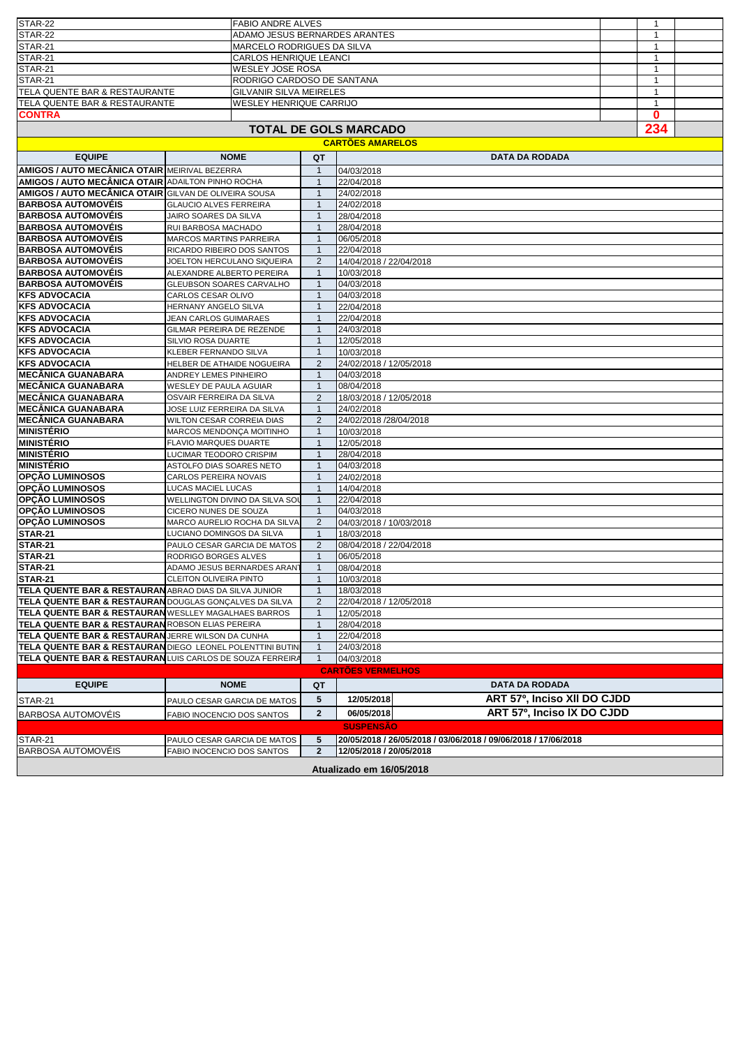| | | |
|---|---|---|
| STAR-22 | FABIO ANDRE ALVES | 1 |
| STAR-22 | ADAMO JESUS BERNARDES ARANTES | 1 |
| STAR-21 | MARCELO RODRIGUES DA SILVA | 1 |
| STAR-21 | CARLOS HENRIQUE LEANCI | 1 |
| STAR-21 | WESLEY JOSE ROSA | 1 |
| STAR-21 | RODRIGO CARDOSO DE SANTANA | 1 |
| TELA QUENTE BAR & RESTAURANTE | GILVANIR SILVA MEIRELES | 1 |
| TELA QUENTE BAR & RESTAURANTE | WESLEY HENRIQUE CARRIJO | 1 |
| **CONTRA** | | **0** |
| **TOTAL DE GOLS MARCADO** | | **234** |

## CARTÕES AMARELOS

| EQUIPE | NOME | QT | DATA DA RODADA |
|---|---|---|---|
| **AMIGOS / AUTO MECÂNICA OTAIR** | MEIRIVAL BEZERRA | 1 | 04/03/2018 |
| **AMIGOS / AUTO MECÂNICA OTAIR** | ADAILTON PINHO ROCHA | 1 | 22/04/2018 |
| **AMIGOS / AUTO MECÂNICA OTAIR** | GILVAN DE OLIVEIRA SOUSA | 1 | 24/02/2018 |
| **BARBOSA AUTOMOVÉIS** | GLAUCIO ALVES FERREIRA | 1 | 24/02/2018 |
| **BARBOSA AUTOMOVÉIS** | JAIRO SOARES DA SILVA | 1 | 28/04/2018 |
| **BARBOSA AUTOMOVÉIS** | RUI BARBOSA MACHADO | 1 | 28/04/2018 |
| **BARBOSA AUTOMOVÉIS** | MARCOS MARTINS PARREIRA | 1 | 06/05/2018 |
| **BARBOSA AUTOMOVÉIS** | RICARDO RIBEIRO DOS SANTOS | 1 | 22/04/2018 |
| **BARBOSA AUTOMOVÉIS** | JOELTON HERCULANO SIQUEIRA | 2 | 14/04/2018 / 22/04/2018 |
| **BARBOSA AUTOMOVÉIS** | ALEXANDRE ALBERTO PEREIRA | 1 | 10/03/2018 |
| **BARBOSA AUTOMOVÉIS** | GLEUBSON SOARES CARVALHO | 1 | 04/03/2018 |
| **KFS ADVOCACIA** | CARLOS CESAR OLIVO | 1 | 04/03/2018 |
| **KFS ADVOCACIA** | HERNANY ANGELO SILVA | 1 | 22/04/2018 |
| **KFS ADVOCACIA** | JEAN CARLOS GUIMARAES | 1 | 22/04/2018 |
| **KFS ADVOCACIA** | GILMAR PEREIRA DE REZENDE | 1 | 24/03/2018 |
| **KFS ADVOCACIA** | SILVIO ROSA DUARTE | 1 | 12/05/2018 |
| **KFS ADVOCACIA** | KLEBER FERNANDO SILVA | 1 | 10/03/2018 |
| **KFS ADVOCACIA** | HELBER DE ATHAIDE NOGUEIRA | 2 | 24/02/2018 / 12/05/2018 |
| **MECÂNICA GUANABARA** | ANDREY LEMES PINHEIRO | 1 | 04/03/2018 |
| **MECÂNICA GUANABARA** | WESLEY DE PAULA AGUIAR | 1 | 08/04/2018 |
| **MECÂNICA GUANABARA** | OSVAIR FERREIRA DA SILVA | 2 | 18/03/2018 / 12/05/2018 |
| **MECÂNICA GUANABARA** | JOSE LUIZ FERREIRA DA SILVA | 1 | 24/02/2018 |
| **MECÂNICA GUANABARA** | WILTON CESAR CORREIA DIAS | 2 | 24/02/2018 /28/04/2018 |
| **MINISTÉRIO** | MARCOS MENDONÇA MOITINHO | 1 | 10/03/2018 |
| **MINISTÉRIO** | FLAVIO MARQUES DUARTE | 1 | 12/05/2018 |
| **MINISTÉRIO** | LUCIMAR TEODORO CRISPIM | 1 | 28/04/2018 |
| **MINISTÉRIO** | ASTOLFO DIAS SOARES NETO | 1 | 04/03/2018 |
| **OPÇÃO LUMINOSOS** | CARLOS PEREIRA NOVAIS | 1 | 24/02/2018 |
| **OPÇÃO LUMINOSOS** | LUCAS MACIEL LUCAS | 1 | 14/04/2018 |
| **OPÇÃO LUMINOSOS** | WELLINGTON DIVINO DA SILVA SOU | 1 | 22/04/2018 |
| **OPÇÃO LUMINOSOS** | CICERO NUNES DE SOUZA | 1 | 04/03/2018 |
| **OPÇÃO LUMINOSOS** | MARCO AURELIO ROCHA DA SILVA | 2 | 04/03/2018 / 10/03/2018 |
| **STAR-21** | LUCIANO DOMINGOS DA SILVA | 1 | 18/03/2018 |
| **STAR-21** | PAULO CESAR GARCIA DE MATOS | 2 | 08/04/2018 / 22/04/2018 |
| **STAR-21** | RODRIGO BORGES ALVES | 1 | 06/05/2018 |
| **STAR-21** | ADAMO JESUS BERNARDES ARANT | 1 | 08/04/2018 |
| **STAR-21** | CLEITON OLIVEIRA PINTO | 1 | 10/03/2018 |
| **TELA QUENTE BAR & RESTAURAN** | ABRAO DIAS DA SILVA JUNIOR | 1 | 18/03/2018 |
| **TELA QUENTE BAR & RESTAURAN** | DOUGLAS GONÇALVES DA SILVA | 2 | 22/04/2018 / 12/05/2018 |
| **TELA QUENTE BAR & RESTAURAN** | WESLLEY MAGALHAES BARROS | 1 | 12/05/2018 |
| **TELA QUENTE BAR & RESTAURAN** | ROBSON ELIAS PEREIRA | 1 | 28/04/2018 |
| **TELA QUENTE BAR & RESTAURAN** | JERRE WILSON DA CUNHA | 1 | 22/04/2018 |
| **TELA QUENTE BAR & RESTAURAN** | DIEGO LEONEL POLENTTINI BUTIN | 1 | 24/03/2018 |
| **TELA QUENTE BAR & RESTAURAN** | LUIS CARLOS DE SOUZA FERREIRA | 1 | 04/03/2018 |

## CARTÕES VERMELHOS

| EQUIPE | NOME | QT | DATA DA RODADA | |
|---|---|---|---|---|
| STAR-21 | PAULO CESAR GARCIA DE MATOS | **5** | **12/05/2018** | **ART 57º, Inciso XII DO CJDD** |
| BARBOSA AUTOMOVÉIS | FABIO INOCENCIO DOS SANTOS | **2** | **06/05/2018** | **ART 57º, Inciso IX DO CJDD** |

## SUSPENSÃO

| | | | |
|---|---|---|---|
| STAR-21 | PAULO CESAR GARCIA DE MATOS | **5** | **20/05/2018 / 26/05/2018 / 03/06/2018 / 09/06/2018 / 17/06/2018** |
| BARBOSA AUTOMOVÉIS | FABIO INOCENCIO DOS SANTOS | **2** | **12/05/2018 / 20/05/2018** |

**Atualizado em 16/05/2018**